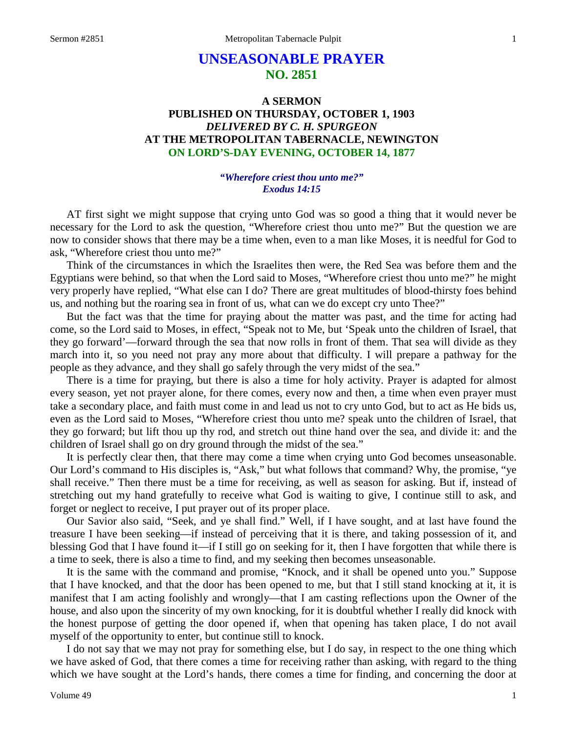# UNSEASONABLE PRAYER
## NO. 2851

### A SERMON
### PUBLISHED ON THURSDAY, OCTOBER 1, 1903
### *DELIVERED BY C. H. SPURGEON*
### AT THE METROPOLITAN TABERNACLE, NEWINGTON
### ON LORD'S-DAY EVENING, OCTOBER 14, 1877

***"Wherefore criest thou unto me?"***
***Exodus 14:15***

AT first sight we might suppose that crying unto God was so good a thing that it would never be necessary for the Lord to ask the question, "Wherefore criest thou unto me?" But the question we are now to consider shows that there may be a time when, even to a man like Moses, it is needful for God to ask, "Wherefore criest thou unto me?"

Think of the circumstances in which the Israelites then were, the Red Sea was before them and the Egyptians were behind, so that when the Lord said to Moses, "Wherefore criest thou unto me?" he might very properly have replied, "What else can I do? There are great multitudes of blood-thirsty foes behind us, and nothing but the roaring sea in front of us, what can we do except cry unto Thee?"

But the fact was that the time for praying about the matter was past, and the time for acting had come, so the Lord said to Moses, in effect, "Speak not to Me, but 'Speak unto the children of Israel, that they go forward'—forward through the sea that now rolls in front of them. That sea will divide as they march into it, so you need not pray any more about that difficulty. I will prepare a pathway for the people as they advance, and they shall go safely through the very midst of the sea."

There is a time for praying, but there is also a time for holy activity. Prayer is adapted for almost every season, yet not prayer alone, for there comes, every now and then, a time when even prayer must take a secondary place, and faith must come in and lead us not to cry unto God, but to act as He bids us, even as the Lord said to Moses, "Wherefore criest thou unto me? speak unto the children of Israel, that they go forward; but lift thou up thy rod, and stretch out thine hand over the sea, and divide it: and the children of Israel shall go on dry ground through the midst of the sea."

It is perfectly clear then, that there may come a time when crying unto God becomes unseasonable. Our Lord's command to His disciples is, "Ask," but what follows that command? Why, the promise, "ye shall receive." Then there must be a time for receiving, as well as season for asking. But if, instead of stretching out my hand gratefully to receive what God is waiting to give, I continue still to ask, and forget or neglect to receive, I put prayer out of its proper place.

Our Savior also said, "Seek, and ye shall find." Well, if I have sought, and at last have found the treasure I have been seeking—if instead of perceiving that it is there, and taking possession of it, and blessing God that I have found it—if I still go on seeking for it, then I have forgotten that while there is a time to seek, there is also a time to find, and my seeking then becomes unseasonable.

It is the same with the command and promise, "Knock, and it shall be opened unto you." Suppose that I have knocked, and that the door has been opened to me, but that I still stand knocking at it, it is manifest that I am acting foolishly and wrongly—that I am casting reflections upon the Owner of the house, and also upon the sincerity of my own knocking, for it is doubtful whether I really did knock with the honest purpose of getting the door opened if, when that opening has taken place, I do not avail myself of the opportunity to enter, but continue still to knock.

I do not say that we may not pray for something else, but I do say, in respect to the one thing which we have asked of God, that there comes a time for receiving rather than asking, with regard to the thing which we have sought at the Lord's hands, there comes a time for finding, and concerning the door at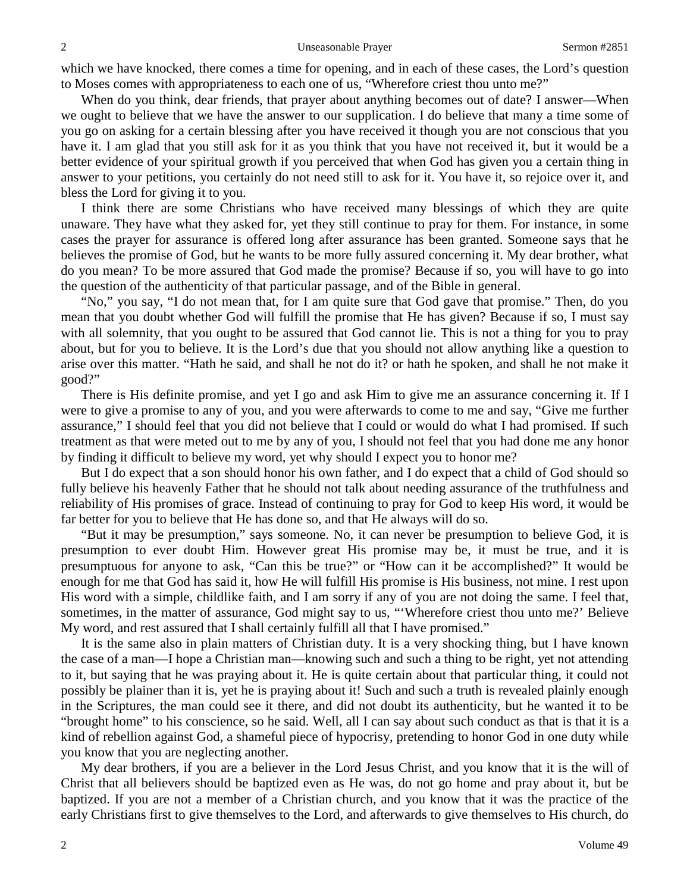which we have knocked, there comes a time for opening, and in each of these cases, the Lord's question to Moses comes with appropriateness to each one of us, "Wherefore criest thou unto me?"

When do you think, dear friends, that prayer about anything becomes out of date? I answer—When we ought to believe that we have the answer to our supplication. I do believe that many a time some of you go on asking for a certain blessing after you have received it though you are not conscious that you have it. I am glad that you still ask for it as you think that you have not received it, but it would be a better evidence of your spiritual growth if you perceived that when God has given you a certain thing in answer to your petitions, you certainly do not need still to ask for it. You have it, so rejoice over it, and bless the Lord for giving it to you.

I think there are some Christians who have received many blessings of which they are quite unaware. They have what they asked for, yet they still continue to pray for them. For instance, in some cases the prayer for assurance is offered long after assurance has been granted. Someone says that he believes the promise of God, but he wants to be more fully assured concerning it. My dear brother, what do you mean? To be more assured that God made the promise? Because if so, you will have to go into the question of the authenticity of that particular passage, and of the Bible in general.

"No," you say, "I do not mean that, for I am quite sure that God gave that promise." Then, do you mean that you doubt whether God will fulfill the promise that He has given? Because if so, I must say with all solemnity, that you ought to be assured that God cannot lie. This is not a thing for you to pray about, but for you to believe. It is the Lord's due that you should not allow anything like a question to arise over this matter. "Hath he said, and shall he not do it? or hath he spoken, and shall he not make it good?"

There is His definite promise, and yet I go and ask Him to give me an assurance concerning it. If I were to give a promise to any of you, and you were afterwards to come to me and say, "Give me further assurance," I should feel that you did not believe that I could or would do what I had promised. If such treatment as that were meted out to me by any of you, I should not feel that you had done me any honor by finding it difficult to believe my word, yet why should I expect you to honor me?

But I do expect that a son should honor his own father, and I do expect that a child of God should so fully believe his heavenly Father that he should not talk about needing assurance of the truthfulness and reliability of His promises of grace. Instead of continuing to pray for God to keep His word, it would be far better for you to believe that He has done so, and that He always will do so.

"But it may be presumption," says someone. No, it can never be presumption to believe God, it is presumption to ever doubt Him. However great His promise may be, it must be true, and it is presumptuous for anyone to ask, "Can this be true?" or "How can it be accomplished?" It would be enough for me that God has said it, how He will fulfill His promise is His business, not mine. I rest upon His word with a simple, childlike faith, and I am sorry if any of you are not doing the same. I feel that, sometimes, in the matter of assurance, God might say to us, "'Wherefore criest thou unto me?' Believe My word, and rest assured that I shall certainly fulfill all that I have promised."

It is the same also in plain matters of Christian duty. It is a very shocking thing, but I have known the case of a man—I hope a Christian man—knowing such and such a thing to be right, yet not attending to it, but saying that he was praying about it. He is quite certain about that particular thing, it could not possibly be plainer than it is, yet he is praying about it! Such and such a truth is revealed plainly enough in the Scriptures, the man could see it there, and did not doubt its authenticity, but he wanted it to be "brought home" to his conscience, so he said. Well, all I can say about such conduct as that is that it is a kind of rebellion against God, a shameful piece of hypocrisy, pretending to honor God in one duty while you know that you are neglecting another.

My dear brothers, if you are a believer in the Lord Jesus Christ, and you know that it is the will of Christ that all believers should be baptized even as He was, do not go home and pray about it, but be baptized. If you are not a member of a Christian church, and you know that it was the practice of the early Christians first to give themselves to the Lord, and afterwards to give themselves to His church, do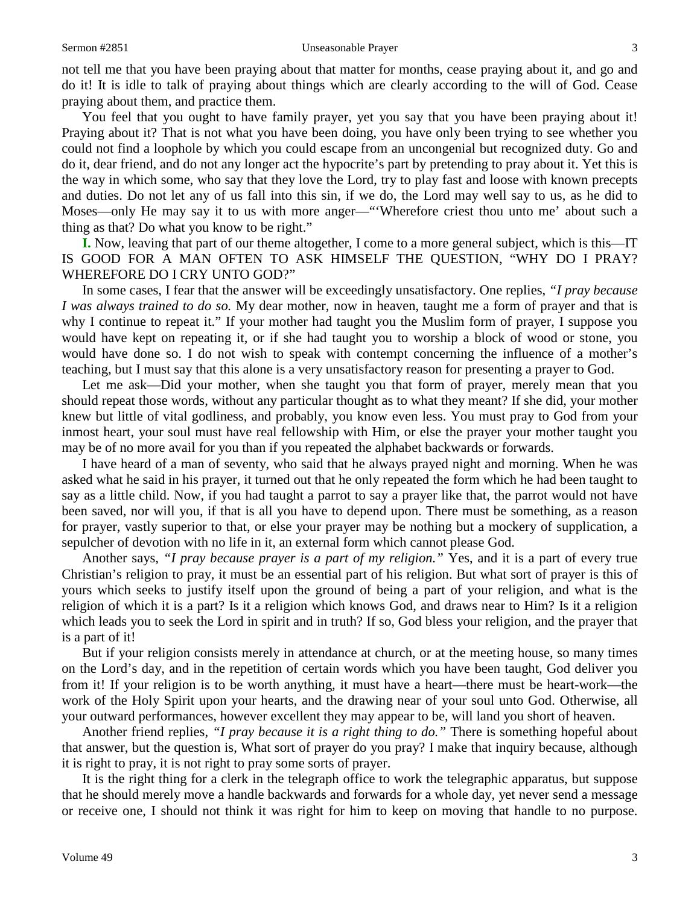not tell me that you have been praying about that matter for months, cease praying about it, and go and do it! It is idle to talk of praying about things which are clearly according to the will of God. Cease praying about them, and practice them.

You feel that you ought to have family prayer, yet you say that you have been praying about it! Praying about it? That is not what you have been doing, you have only been trying to see whether you could not find a loophole by which you could escape from an uncongenial but recognized duty. Go and do it, dear friend, and do not any longer act the hypocrite's part by pretending to pray about it. Yet this is the way in which some, who say that they love the Lord, try to play fast and loose with known precepts and duties. Do not let any of us fall into this sin, if we do, the Lord may well say to us, as he did to Moses—only He may say it to us with more anger—"'Wherefore criest thou unto me' about such a thing as that? Do what you know to be right."

**I.** Now, leaving that part of our theme altogether, I come to a more general subject, which is this—IT IS GOOD FOR A MAN OFTEN TO ASK HIMSELF THE QUESTION, "WHY DO I PRAY? WHEREFORE DO I CRY UNTO GOD?"

In some cases, I fear that the answer will be exceedingly unsatisfactory. One replies, *"I pray because I was always trained to do so.* My dear mother, now in heaven, taught me a form of prayer and that is why I continue to repeat it." If your mother had taught you the Muslim form of prayer, I suppose you would have kept on repeating it, or if she had taught you to worship a block of wood or stone, you would have done so. I do not wish to speak with contempt concerning the influence of a mother's teaching, but I must say that this alone is a very unsatisfactory reason for presenting a prayer to God.

Let me ask—Did your mother, when she taught you that form of prayer, merely mean that you should repeat those words, without any particular thought as to what they meant? If she did, your mother knew but little of vital godliness, and probably, you know even less. You must pray to God from your inmost heart, your soul must have real fellowship with Him, or else the prayer your mother taught you may be of no more avail for you than if you repeated the alphabet backwards or forwards.

I have heard of a man of seventy, who said that he always prayed night and morning. When he was asked what he said in his prayer, it turned out that he only repeated the form which he had been taught to say as a little child. Now, if you had taught a parrot to say a prayer like that, the parrot would not have been saved, nor will you, if that is all you have to depend upon. There must be something, as a reason for prayer, vastly superior to that, or else your prayer may be nothing but a mockery of supplication, a sepulcher of devotion with no life in it, an external form which cannot please God.

Another says, *"I pray because prayer is a part of my religion."* Yes, and it is a part of every true Christian's religion to pray, it must be an essential part of his religion. But what sort of prayer is this of yours which seeks to justify itself upon the ground of being a part of your religion, and what is the religion of which it is a part? Is it a religion which knows God, and draws near to Him? Is it a religion which leads you to seek the Lord in spirit and in truth? If so, God bless your religion, and the prayer that is a part of it!

But if your religion consists merely in attendance at church, or at the meeting house, so many times on the Lord's day, and in the repetition of certain words which you have been taught, God deliver you from it! If your religion is to be worth anything, it must have a heart—there must be heart-work—the work of the Holy Spirit upon your hearts, and the drawing near of your soul unto God. Otherwise, all your outward performances, however excellent they may appear to be, will land you short of heaven.

Another friend replies, *"I pray because it is a right thing to do."* There is something hopeful about that answer, but the question is, What sort of prayer do you pray? I make that inquiry because, although it is right to pray, it is not right to pray some sorts of prayer.

It is the right thing for a clerk in the telegraph office to work the telegraphic apparatus, but suppose that he should merely move a handle backwards and forwards for a whole day, yet never send a message or receive one, I should not think it was right for him to keep on moving that handle to no purpose.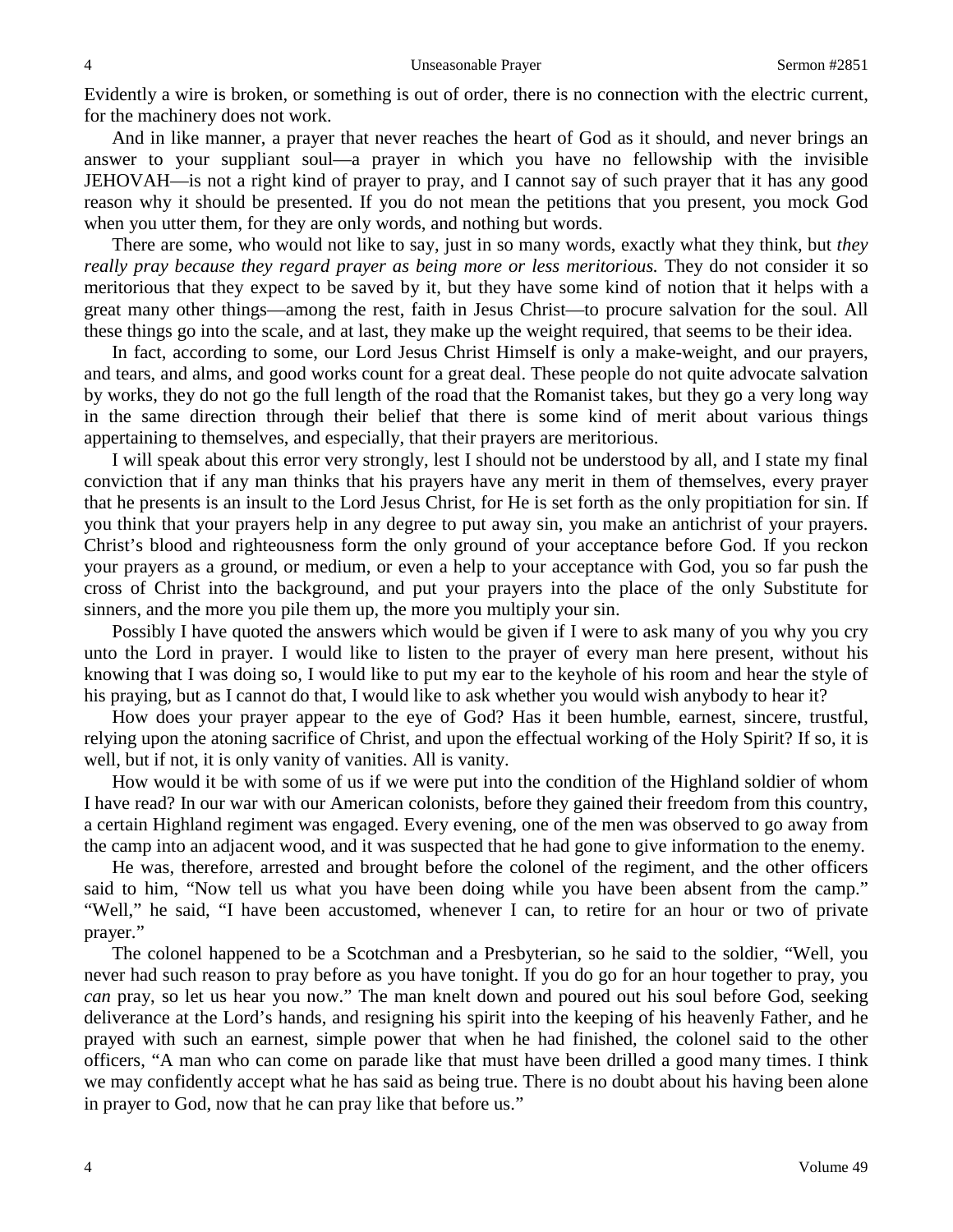Evidently a wire is broken, or something is out of order, there is no connection with the electric current, for the machinery does not work.

And in like manner, a prayer that never reaches the heart of God as it should, and never brings an answer to your suppliant soul—a prayer in which you have no fellowship with the invisible JEHOVAH—is not a right kind of prayer to pray, and I cannot say of such prayer that it has any good reason why it should be presented. If you do not mean the petitions that you present, you mock God when you utter them, for they are only words, and nothing but words.

There are some, who would not like to say, just in so many words, exactly what they think, but *they really pray because they regard prayer as being more or less meritorious.* They do not consider it so meritorious that they expect to be saved by it, but they have some kind of notion that it helps with a great many other things—among the rest, faith in Jesus Christ—to procure salvation for the soul. All these things go into the scale, and at last, they make up the weight required, that seems to be their idea.

In fact, according to some, our Lord Jesus Christ Himself is only a make-weight, and our prayers, and tears, and alms, and good works count for a great deal. These people do not quite advocate salvation by works, they do not go the full length of the road that the Romanist takes, but they go a very long way in the same direction through their belief that there is some kind of merit about various things appertaining to themselves, and especially, that their prayers are meritorious.

I will speak about this error very strongly, lest I should not be understood by all, and I state my final conviction that if any man thinks that his prayers have any merit in them of themselves, every prayer that he presents is an insult to the Lord Jesus Christ, for He is set forth as the only propitiation for sin. If you think that your prayers help in any degree to put away sin, you make an antichrist of your prayers. Christ's blood and righteousness form the only ground of your acceptance before God. If you reckon your prayers as a ground, or medium, or even a help to your acceptance with God, you so far push the cross of Christ into the background, and put your prayers into the place of the only Substitute for sinners, and the more you pile them up, the more you multiply your sin.

Possibly I have quoted the answers which would be given if I were to ask many of you why you cry unto the Lord in prayer. I would like to listen to the prayer of every man here present, without his knowing that I was doing so, I would like to put my ear to the keyhole of his room and hear the style of his praying, but as I cannot do that, I would like to ask whether you would wish anybody to hear it?

How does your prayer appear to the eye of God? Has it been humble, earnest, sincere, trustful, relying upon the atoning sacrifice of Christ, and upon the effectual working of the Holy Spirit? If so, it is well, but if not, it is only vanity of vanities. All is vanity.

How would it be with some of us if we were put into the condition of the Highland soldier of whom I have read? In our war with our American colonists, before they gained their freedom from this country, a certain Highland regiment was engaged. Every evening, one of the men was observed to go away from the camp into an adjacent wood, and it was suspected that he had gone to give information to the enemy.

He was, therefore, arrested and brought before the colonel of the regiment, and the other officers said to him, "Now tell us what you have been doing while you have been absent from the camp." "Well," he said, "I have been accustomed, whenever I can, to retire for an hour or two of private prayer."

The colonel happened to be a Scotchman and a Presbyterian, so he said to the soldier, "Well, you never had such reason to pray before as you have tonight. If you do go for an hour together to pray, you *can* pray, so let us hear you now." The man knelt down and poured out his soul before God, seeking deliverance at the Lord's hands, and resigning his spirit into the keeping of his heavenly Father, and he prayed with such an earnest, simple power that when he had finished, the colonel said to the other officers, "A man who can come on parade like that must have been drilled a good many times. I think we may confidently accept what he has said as being true. There is no doubt about his having been alone in prayer to God, now that he can pray like that before us."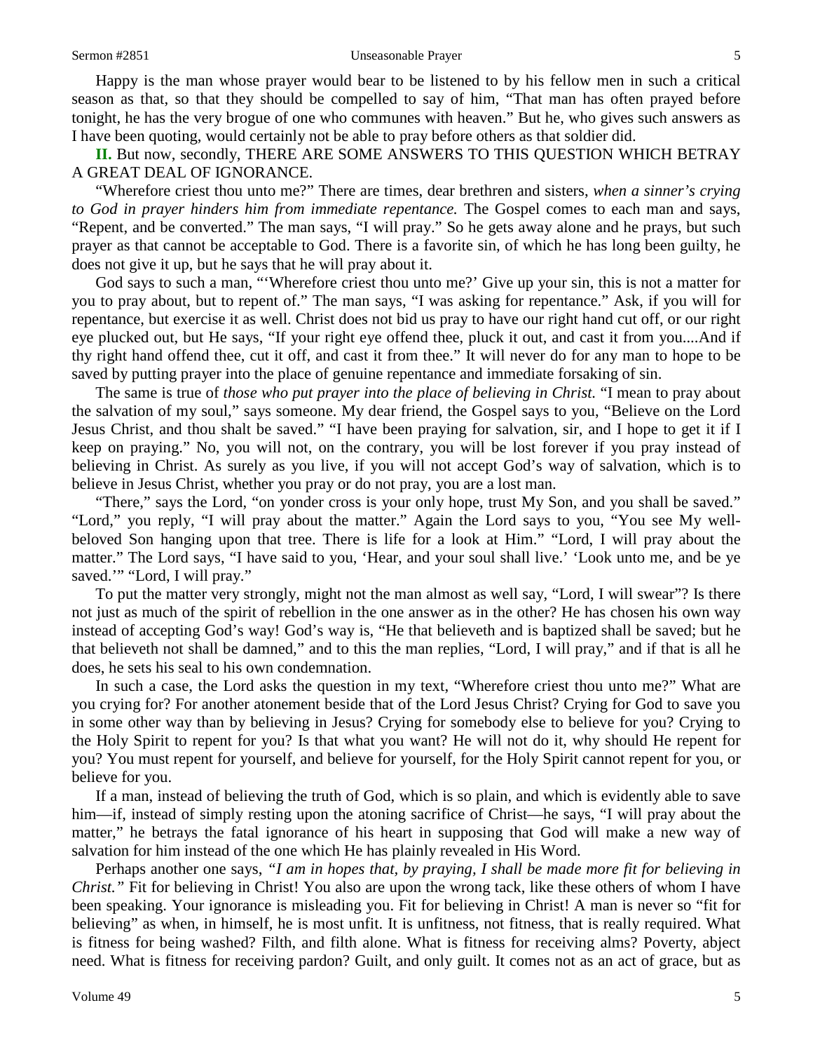Happy is the man whose prayer would bear to be listened to by his fellow men in such a critical season as that, so that they should be compelled to say of him, "That man has often prayed before tonight, he has the very brogue of one who communes with heaven." But he, who gives such answers as I have been quoting, would certainly not be able to pray before others as that soldier did.

**II.** But now, secondly, THERE ARE SOME ANSWERS TO THIS QUESTION WHICH BETRAY A GREAT DEAL OF IGNORANCE.

"Wherefore criest thou unto me?" There are times, dear brethren and sisters, *when a sinner's crying to God in prayer hinders him from immediate repentance.* The Gospel comes to each man and says, "Repent, and be converted." The man says, "I will pray." So he gets away alone and he prays, but such prayer as that cannot be acceptable to God. There is a favorite sin, of which he has long been guilty, he does not give it up, but he says that he will pray about it.

God says to such a man, "'Wherefore criest thou unto me?' Give up your sin, this is not a matter for you to pray about, but to repent of." The man says, "I was asking for repentance." Ask, if you will for repentance, but exercise it as well. Christ does not bid us pray to have our right hand cut off, or our right eye plucked out, but He says, "If your right eye offend thee, pluck it out, and cast it from you....And if thy right hand offend thee, cut it off, and cast it from thee." It will never do for any man to hope to be saved by putting prayer into the place of genuine repentance and immediate forsaking of sin.

The same is true of *those who put prayer into the place of believing in Christ.* "I mean to pray about the salvation of my soul," says someone. My dear friend, the Gospel says to you, "Believe on the Lord Jesus Christ, and thou shalt be saved." "I have been praying for salvation, sir, and I hope to get it if I keep on praying." No, you will not, on the contrary, you will be lost forever if you pray instead of believing in Christ. As surely as you live, if you will not accept God's way of salvation, which is to believe in Jesus Christ, whether you pray or do not pray, you are a lost man.

"There," says the Lord, "on yonder cross is your only hope, trust My Son, and you shall be saved." "Lord," you reply, "I will pray about the matter." Again the Lord says to you, "You see My well-beloved Son hanging upon that tree. There is life for a look at Him." "Lord, I will pray about the matter." The Lord says, "I have said to you, 'Hear, and your soul shall live.' 'Look unto me, and be ye saved.'" "Lord, I will pray."

To put the matter very strongly, might not the man almost as well say, "Lord, I will swear"? Is there not just as much of the spirit of rebellion in the one answer as in the other? He has chosen his own way instead of accepting God's way! God's way is, "He that believeth and is baptized shall be saved; but he that believeth not shall be damned," and to this the man replies, "Lord, I will pray," and if that is all he does, he sets his seal to his own condemnation.

In such a case, the Lord asks the question in my text, "Wherefore criest thou unto me?" What are you crying for? For another atonement beside that of the Lord Jesus Christ? Crying for God to save you in some other way than by believing in Jesus? Crying for somebody else to believe for you? Crying to the Holy Spirit to repent for you? Is that what you want? He will not do it, why should He repent for you? You must repent for yourself, and believe for yourself, for the Holy Spirit cannot repent for you, or believe for you.

If a man, instead of believing the truth of God, which is so plain, and which is evidently able to save him—if, instead of simply resting upon the atoning sacrifice of Christ—he says, "I will pray about the matter," he betrays the fatal ignorance of his heart in supposing that God will make a new way of salvation for him instead of the one which He has plainly revealed in His Word.

Perhaps another one says, *"I am in hopes that, by praying, I shall be made more fit for believing in Christ."* Fit for believing in Christ! You also are upon the wrong tack, like these others of whom I have been speaking. Your ignorance is misleading you. Fit for believing in Christ! A man is never so "fit for believing" as when, in himself, he is most unfit. It is unfitness, not fitness, that is really required. What is fitness for being washed? Filth, and filth alone. What is fitness for receiving alms? Poverty, abject need. What is fitness for receiving pardon? Guilt, and only guilt. It comes not as an act of grace, but as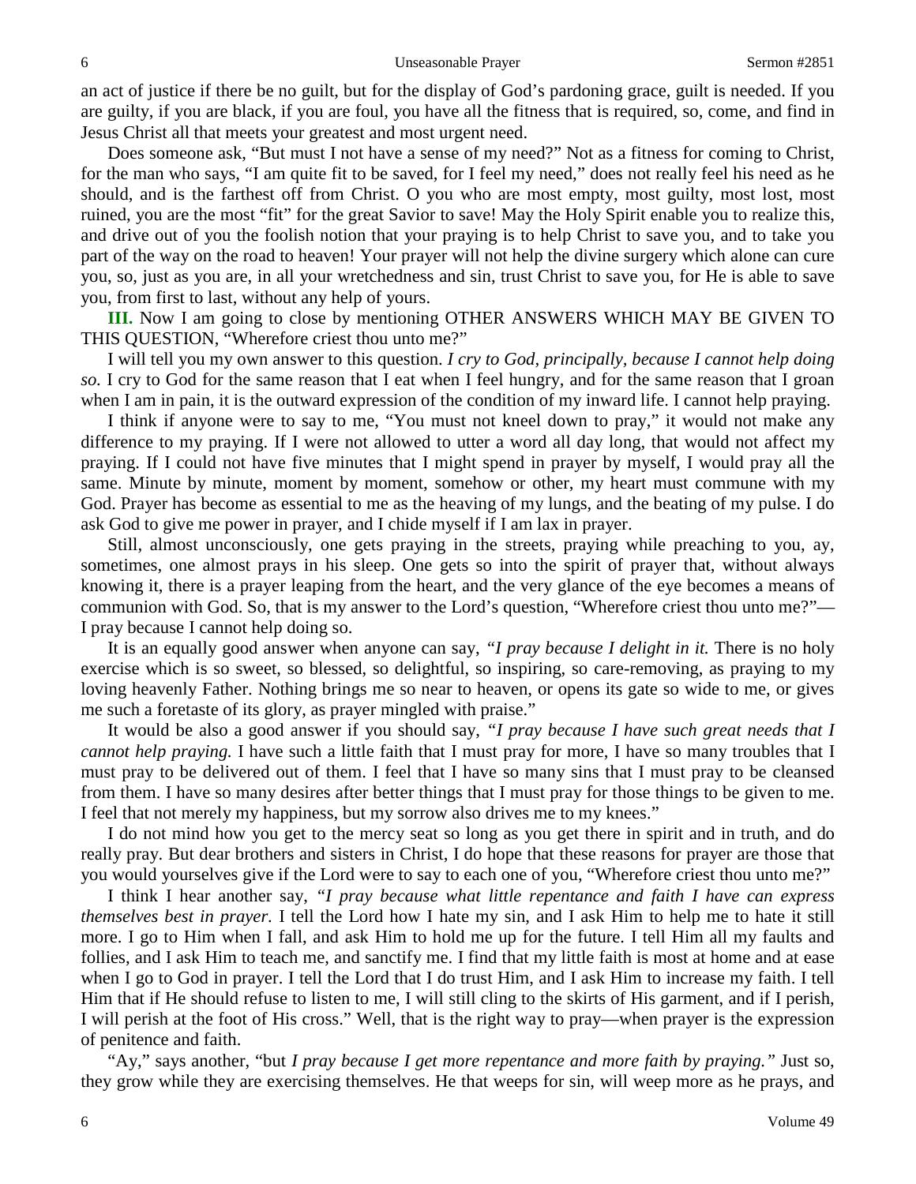an act of justice if there be no guilt, but for the display of God's pardoning grace, guilt is needed. If you are guilty, if you are black, if you are foul, you have all the fitness that is required, so, come, and find in Jesus Christ all that meets your greatest and most urgent need.

Does someone ask, "But must I not have a sense of my need?" Not as a fitness for coming to Christ, for the man who says, "I am quite fit to be saved, for I feel my need," does not really feel his need as he should, and is the farthest off from Christ. O you who are most empty, most guilty, most lost, most ruined, you are the most "fit" for the great Savior to save! May the Holy Spirit enable you to realize this, and drive out of you the foolish notion that your praying is to help Christ to save you, and to take you part of the way on the road to heaven! Your prayer will not help the divine surgery which alone can cure you, so, just as you are, in all your wretchedness and sin, trust Christ to save you, for He is able to save you, from first to last, without any help of yours.

**III.** Now I am going to close by mentioning OTHER ANSWERS WHICH MAY BE GIVEN TO THIS QUESTION, "Wherefore criest thou unto me?"

I will tell you my own answer to this question. *I cry to God, principally, because I cannot help doing so.* I cry to God for the same reason that I eat when I feel hungry, and for the same reason that I groan when I am in pain, it is the outward expression of the condition of my inward life. I cannot help praying.

I think if anyone were to say to me, "You must not kneel down to pray," it would not make any difference to my praying. If I were not allowed to utter a word all day long, that would not affect my praying. If I could not have five minutes that I might spend in prayer by myself, I would pray all the same. Minute by minute, moment by moment, somehow or other, my heart must commune with my God. Prayer has become as essential to me as the heaving of my lungs, and the beating of my pulse. I do ask God to give me power in prayer, and I chide myself if I am lax in prayer.

Still, almost unconsciously, one gets praying in the streets, praying while preaching to you, ay, sometimes, one almost prays in his sleep. One gets so into the spirit of prayer that, without always knowing it, there is a prayer leaping from the heart, and the very glance of the eye becomes a means of communion with God. So, that is my answer to the Lord's question, "Wherefore criest thou unto me?"—I pray because I cannot help doing so.

It is an equally good answer when anyone can say, *"I pray because I delight in it.* There is no holy exercise which is so sweet, so blessed, so delightful, so inspiring, so care-removing, as praying to my loving heavenly Father. Nothing brings me so near to heaven, or opens its gate so wide to me, or gives me such a foretaste of its glory, as prayer mingled with praise."

It would be also a good answer if you should say, *"I pray because I have such great needs that I cannot help praying.* I have such a little faith that I must pray for more, I have so many troubles that I must pray to be delivered out of them. I feel that I have so many sins that I must pray to be cleansed from them. I have so many desires after better things that I must pray for those things to be given to me. I feel that not merely my happiness, but my sorrow also drives me to my knees."

I do not mind how you get to the mercy seat so long as you get there in spirit and in truth, and do really pray. But dear brothers and sisters in Christ, I do hope that these reasons for prayer are those that you would yourselves give if the Lord were to say to each one of you, "Wherefore criest thou unto me?"

I think I hear another say, *"I pray because what little repentance and faith I have can express themselves best in prayer.* I tell the Lord how I hate my sin, and I ask Him to help me to hate it still more. I go to Him when I fall, and ask Him to hold me up for the future. I tell Him all my faults and follies, and I ask Him to teach me, and sanctify me. I find that my little faith is most at home and at ease when I go to God in prayer. I tell the Lord that I do trust Him, and I ask Him to increase my faith. I tell Him that if He should refuse to listen to me, I will still cling to the skirts of His garment, and if I perish, I will perish at the foot of His cross." Well, that is the right way to pray—when prayer is the expression of penitence and faith.

"Ay," says another, "but *I pray because I get more repentance and more faith by praying."* Just so, they grow while they are exercising themselves. He that weeps for sin, will weep more as he prays, and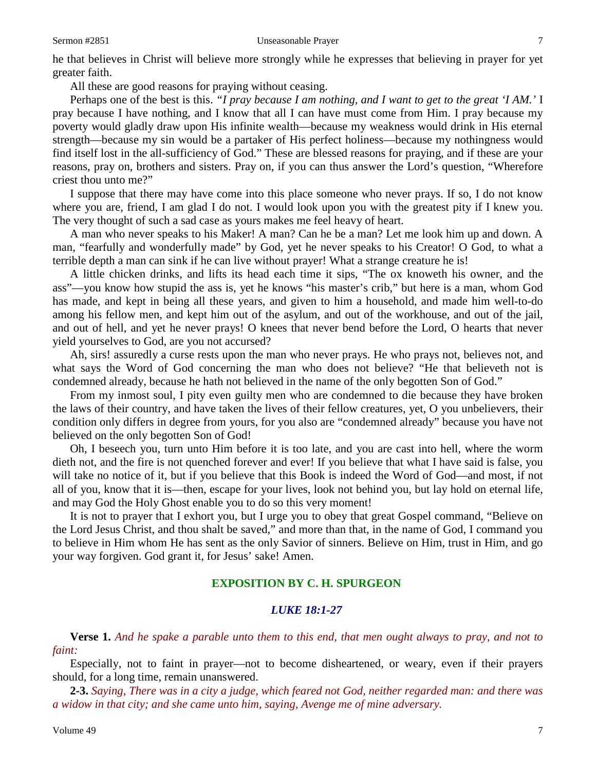he that believes in Christ will believe more strongly while he expresses that believing in prayer for yet greater faith.

All these are good reasons for praying without ceasing.

Perhaps one of the best is this. *"I pray because I am nothing, and I want to get to the great 'I AM.'* I pray because I have nothing, and I know that all I can have must come from Him. I pray because my poverty would gladly draw upon His infinite wealth—because my weakness would drink in His eternal strength—because my sin would be a partaker of His perfect holiness—because my nothingness would find itself lost in the all-sufficiency of God." These are blessed reasons for praying, and if these are your reasons, pray on, brothers and sisters. Pray on, if you can thus answer the Lord's question, "Wherefore criest thou unto me?"

I suppose that there may have come into this place someone who never prays. If so, I do not know where you are, friend, I am glad I do not. I would look upon you with the greatest pity if I knew you. The very thought of such a sad case as yours makes me feel heavy of heart.

A man who never speaks to his Maker! A man? Can he be a man? Let me look him up and down. A man, "fearfully and wonderfully made" by God, yet he never speaks to his Creator! O God, to what a terrible depth a man can sink if he can live without prayer! What a strange creature he is!

A little chicken drinks, and lifts its head each time it sips, "The ox knoweth his owner, and the ass"—you know how stupid the ass is, yet he knows "his master's crib," but here is a man, whom God has made, and kept in being all these years, and given to him a household, and made him well-to-do among his fellow men, and kept him out of the asylum, and out of the workhouse, and out of the jail, and out of hell, and yet he never prays! O knees that never bend before the Lord, O hearts that never yield yourselves to God, are you not accursed?

Ah, sirs! assuredly a curse rests upon the man who never prays. He who prays not, believes not, and what says the Word of God concerning the man who does not believe? "He that believeth not is condemned already, because he hath not believed in the name of the only begotten Son of God."

From my inmost soul, I pity even guilty men who are condemned to die because they have broken the laws of their country, and have taken the lives of their fellow creatures, yet, O you unbelievers, their condition only differs in degree from yours, for you also are "condemned already" because you have not believed on the only begotten Son of God!

Oh, I beseech you, turn unto Him before it is too late, and you are cast into hell, where the worm dieth not, and the fire is not quenched forever and ever! If you believe that what I have said is false, you will take no notice of it, but if you believe that this Book is indeed the Word of God—and most, if not all of you, know that it is—then, escape for your lives, look not behind you, but lay hold on eternal life, and may God the Holy Ghost enable you to do so this very moment!

It is not to prayer that I exhort you, but I urge you to obey that great Gospel command, "Believe on the Lord Jesus Christ, and thou shalt be saved," and more than that, in the name of God, I command you to believe in Him whom He has sent as the only Savior of sinners. Believe on Him, trust in Him, and go your way forgiven. God grant it, for Jesus' sake! Amen.

## EXPOSITION BY C. H. SPURGEON

### *LUKE 18:1-27*

**Verse 1.** *And he spake a parable unto them to this end, that men ought always to pray, and not to faint:*

Especially, not to faint in prayer—not to become disheartened, or weary, even if their prayers should, for a long time, remain unanswered.

**2-3.** *Saying, There was in a city a judge, which feared not God, neither regarded man: and there was a widow in that city; and she came unto him, saying, Avenge me of mine adversary.*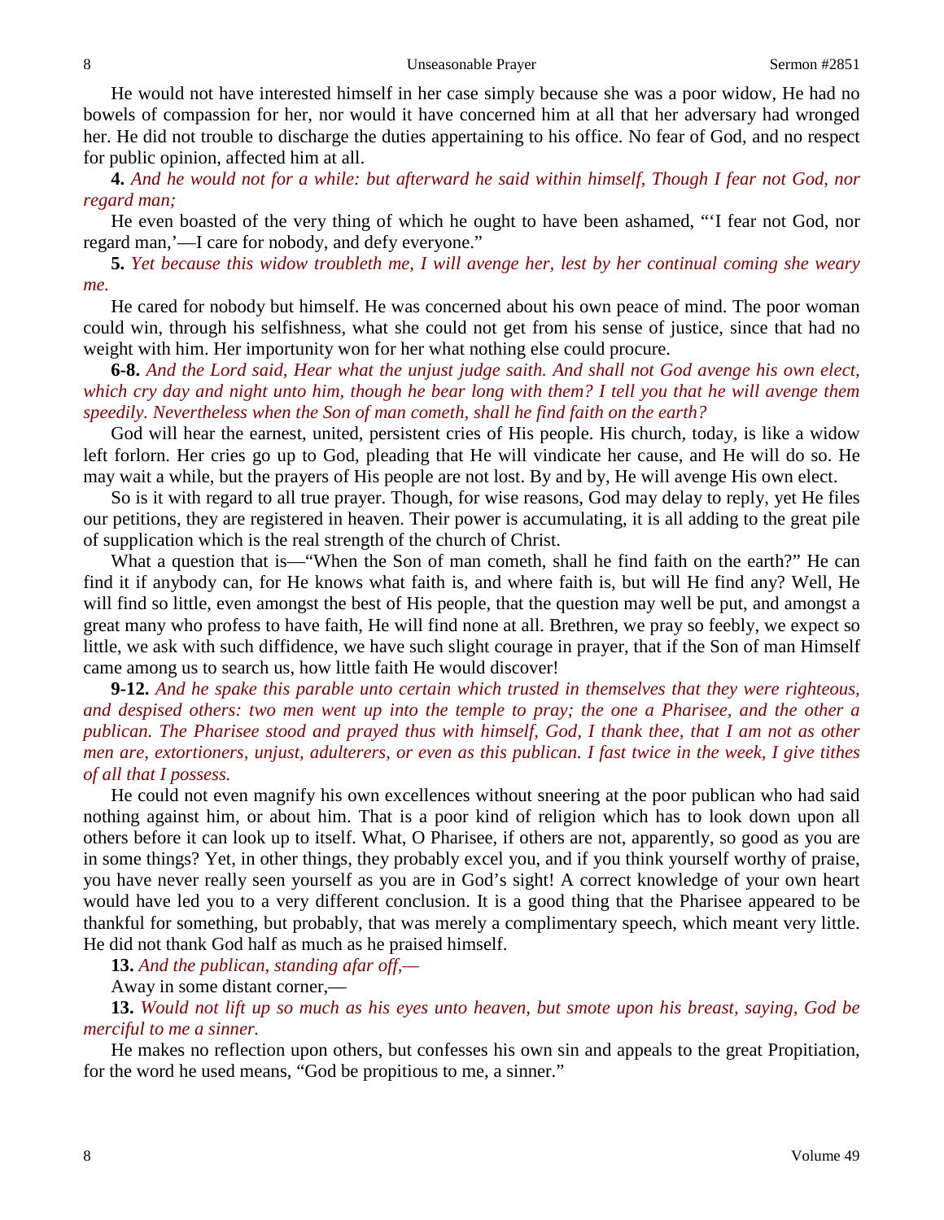He would not have interested himself in her case simply because she was a poor widow, He had no bowels of compassion for her, nor would it have concerned him at all that her adversary had wronged her. He did not trouble to discharge the duties appertaining to his office. No fear of God, and no respect for public opinion, affected him at all.

**4.** *And he would not for a while: but afterward he said within himself, Though I fear not God, nor regard man;*

He even boasted of the very thing of which he ought to have been ashamed, "'I fear not God, nor regard man,'—I care for nobody, and defy everyone."

**5.** *Yet because this widow troubleth me, I will avenge her, lest by her continual coming she weary me.*

He cared for nobody but himself. He was concerned about his own peace of mind. The poor woman could win, through his selfishness, what she could not get from his sense of justice, since that had no weight with him. Her importunity won for her what nothing else could procure.

**6-8.** *And the Lord said, Hear what the unjust judge saith. And shall not God avenge his own elect, which cry day and night unto him, though he bear long with them? I tell you that he will avenge them speedily. Nevertheless when the Son of man cometh, shall he find faith on the earth?*

God will hear the earnest, united, persistent cries of His people. His church, today, is like a widow left forlorn. Her cries go up to God, pleading that He will vindicate her cause, and He will do so. He may wait a while, but the prayers of His people are not lost. By and by, He will avenge His own elect.

So is it with regard to all true prayer. Though, for wise reasons, God may delay to reply, yet He files our petitions, they are registered in heaven. Their power is accumulating, it is all adding to the great pile of supplication which is the real strength of the church of Christ.

What a question that is—"When the Son of man cometh, shall he find faith on the earth?" He can find it if anybody can, for He knows what faith is, and where faith is, but will He find any? Well, He will find so little, even amongst the best of His people, that the question may well be put, and amongst a great many who profess to have faith, He will find none at all. Brethren, we pray so feebly, we expect so little, we ask with such diffidence, we have such slight courage in prayer, that if the Son of man Himself came among us to search us, how little faith He would discover!

**9-12.** *And he spake this parable unto certain which trusted in themselves that they were righteous, and despised others: two men went up into the temple to pray; the one a Pharisee, and the other a publican. The Pharisee stood and prayed thus with himself, God, I thank thee, that I am not as other men are, extortioners, unjust, adulterers, or even as this publican. I fast twice in the week, I give tithes of all that I possess.*

He could not even magnify his own excellences without sneering at the poor publican who had said nothing against him, or about him. That is a poor kind of religion which has to look down upon all others before it can look up to itself. What, O Pharisee, if others are not, apparently, so good as you are in some things? Yet, in other things, they probably excel you, and if you think yourself worthy of praise, you have never really seen yourself as you are in God's sight! A correct knowledge of your own heart would have led you to a very different conclusion. It is a good thing that the Pharisee appeared to be thankful for something, but probably, that was merely a complimentary speech, which meant very little. He did not thank God half as much as he praised himself.

**13.** *And the publican, standing afar off,—*

Away in some distant corner,—

**13.** *Would not lift up so much as his eyes unto heaven, but smote upon his breast, saying, God be merciful to me a sinner.*

He makes no reflection upon others, but confesses his own sin and appeals to the great Propitiation, for the word he used means, "God be propitious to me, a sinner."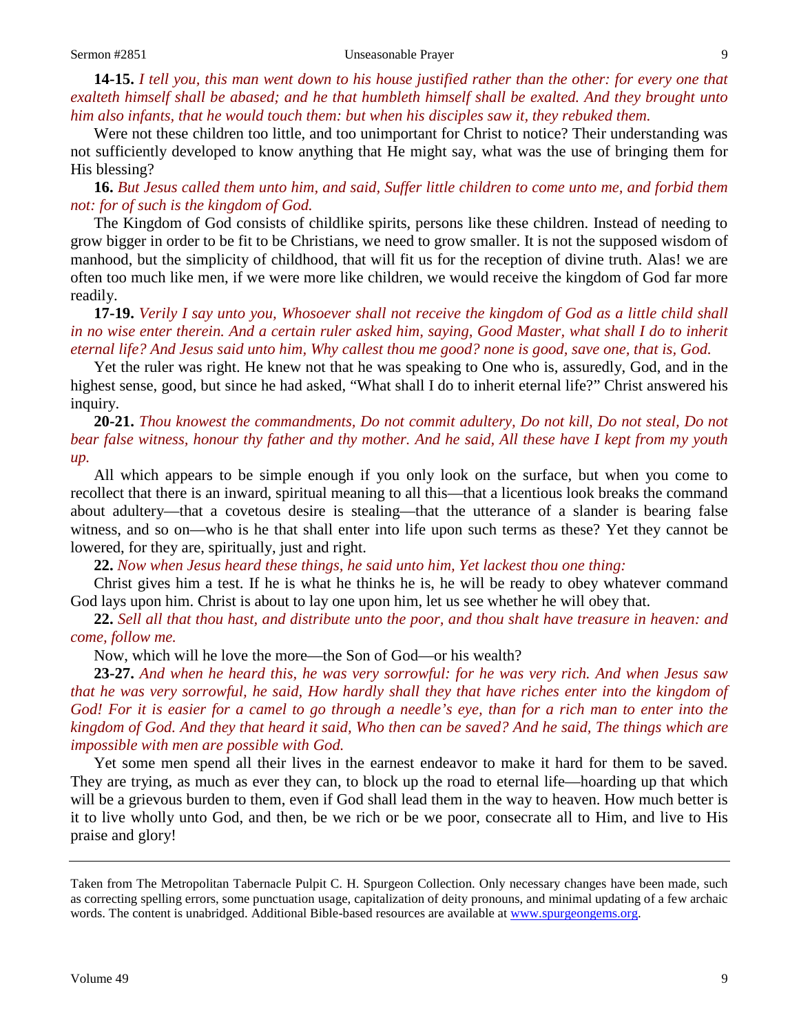**14-15.** *I tell you, this man went down to his house justified rather than the other: for every one that exalteth himself shall be abased; and he that humbleth himself shall be exalted. And they brought unto him also infants, that he would touch them: but when his disciples saw it, they rebuked them.*

Were not these children too little, and too unimportant for Christ to notice? Their understanding was not sufficiently developed to know anything that He might say, what was the use of bringing them for His blessing?

**16.** *But Jesus called them unto him, and said, Suffer little children to come unto me, and forbid them not: for of such is the kingdom of God.*

The Kingdom of God consists of childlike spirits, persons like these children. Instead of needing to grow bigger in order to be fit to be Christians, we need to grow smaller. It is not the supposed wisdom of manhood, but the simplicity of childhood, that will fit us for the reception of divine truth. Alas! we are often too much like men, if we were more like children, we would receive the kingdom of God far more readily.

**17-19.** *Verily I say unto you, Whosoever shall not receive the kingdom of God as a little child shall in no wise enter therein. And a certain ruler asked him, saying, Good Master, what shall I do to inherit eternal life? And Jesus said unto him, Why callest thou me good? none is good, save one, that is, God.*

Yet the ruler was right. He knew not that he was speaking to One who is, assuredly, God, and in the highest sense, good, but since he had asked, "What shall I do to inherit eternal life?" Christ answered his inquiry.

**20-21.** *Thou knowest the commandments, Do not commit adultery, Do not kill, Do not steal, Do not bear false witness, honour thy father and thy mother. And he said, All these have I kept from my youth up.*

All which appears to be simple enough if you only look on the surface, but when you come to recollect that there is an inward, spiritual meaning to all this—that a licentious look breaks the command about adultery—that a covetous desire is stealing—that the utterance of a slander is bearing false witness, and so on—who is he that shall enter into life upon such terms as these? Yet they cannot be lowered, for they are, spiritually, just and right.

**22.** *Now when Jesus heard these things, he said unto him, Yet lackest thou one thing:*

Christ gives him a test. If he is what he thinks he is, he will be ready to obey whatever command God lays upon him. Christ is about to lay one upon him, let us see whether he will obey that.

**22.** *Sell all that thou hast, and distribute unto the poor, and thou shalt have treasure in heaven: and come, follow me.*

Now, which will he love the more—the Son of God—or his wealth?

**23-27.** *And when he heard this, he was very sorrowful: for he was very rich. And when Jesus saw that he was very sorrowful, he said, How hardly shall they that have riches enter into the kingdom of God! For it is easier for a camel to go through a needle's eye, than for a rich man to enter into the kingdom of God. And they that heard it said, Who then can be saved? And he said, The things which are impossible with men are possible with God.*

Yet some men spend all their lives in the earnest endeavor to make it hard for them to be saved. They are trying, as much as ever they can, to block up the road to eternal life—hoarding up that which will be a grievous burden to them, even if God shall lead them in the way to heaven. How much better is it to live wholly unto God, and then, be we rich or be we poor, consecrate all to Him, and live to His praise and glory!

---

Taken from The Metropolitan Tabernacle Pulpit C. H. Spurgeon Collection. Only necessary changes have been made, such as correcting spelling errors, some punctuation usage, capitalization of deity pronouns, and minimal updating of a few archaic words. The content is unabridged. Additional Bible-based resources are available at www.spurgeongems.org.